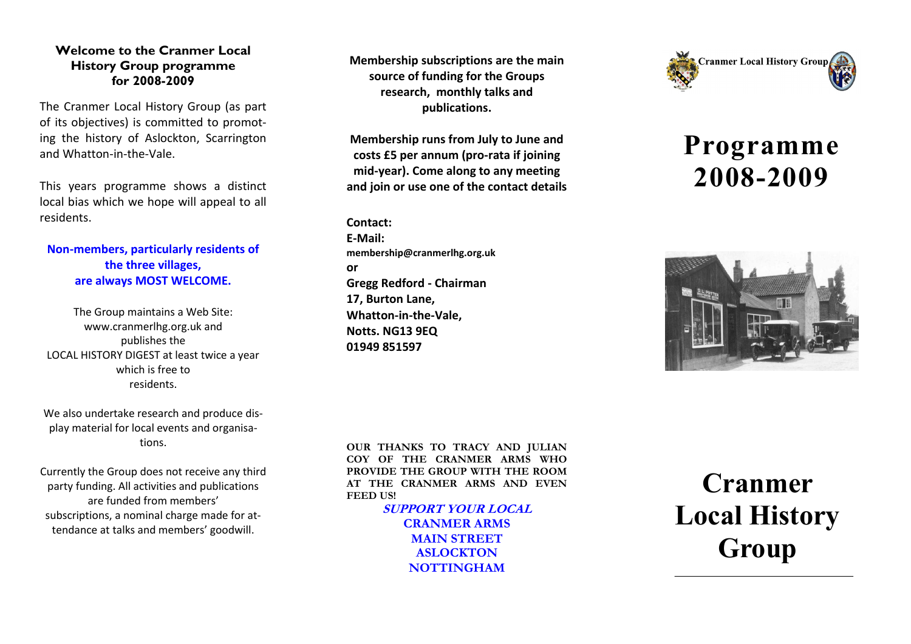## Welcome to the Cranmer Local History Group programme for 2008-2009

The Cranmer Local History Group (as part of its objectives) is committed to promoting the history of Aslockton, Scarrington and Whatton-in-the-Vale.

This years programme shows a distinct local bias which we hope will appeal to all residents.

**Non-members, particularly residents of the three villages, are always MOST WELCOME.**

The Group maintains a Web Site: www.cranmerlhg.org.uk and publishes the LOCAL HISTORY DIGEST at least twice a year which is free to residents.

We also undertake research and produce display material for local events and organisations.

Currently the Group does not receive any third party funding. All activities and publications are funded from members' subscriptions, a nominal charge made for attendance at talks and members' goodwill.

**Membership subscriptions are the main source of funding for the Groups research, monthly talks and publications.**

**Membership runs from July to June and costs £5 per annum (pro-rata if joining mid-year). Come along to any meeting and join or use one of the contact details**

**Contact:**
**E-Mail:**
**membership@cranmerlhg.org.uk**
**or**
**Gregg Redford - Chairman**
**17, Burton Lane,**
**Whatton-in-the-Vale,**
**Notts. NG13 9EQ**
**01949 851597**

**OUR THANKS TO TRACY AND JULIAN COY OF THE CRANMER ARMS WHO PROVIDE THE GROUP WITH THE ROOM AT THE CRANMER ARMS AND EVEN FEED US!**

***SUPPORT YOUR LOCAL***
**CRANMER ARMS**
**MAIN STREET**
**ASLOCKTON**
**NOTTINGHAM**

Cranmer Local History Group

# Programme 2008-2009

# Cranmer Local History Group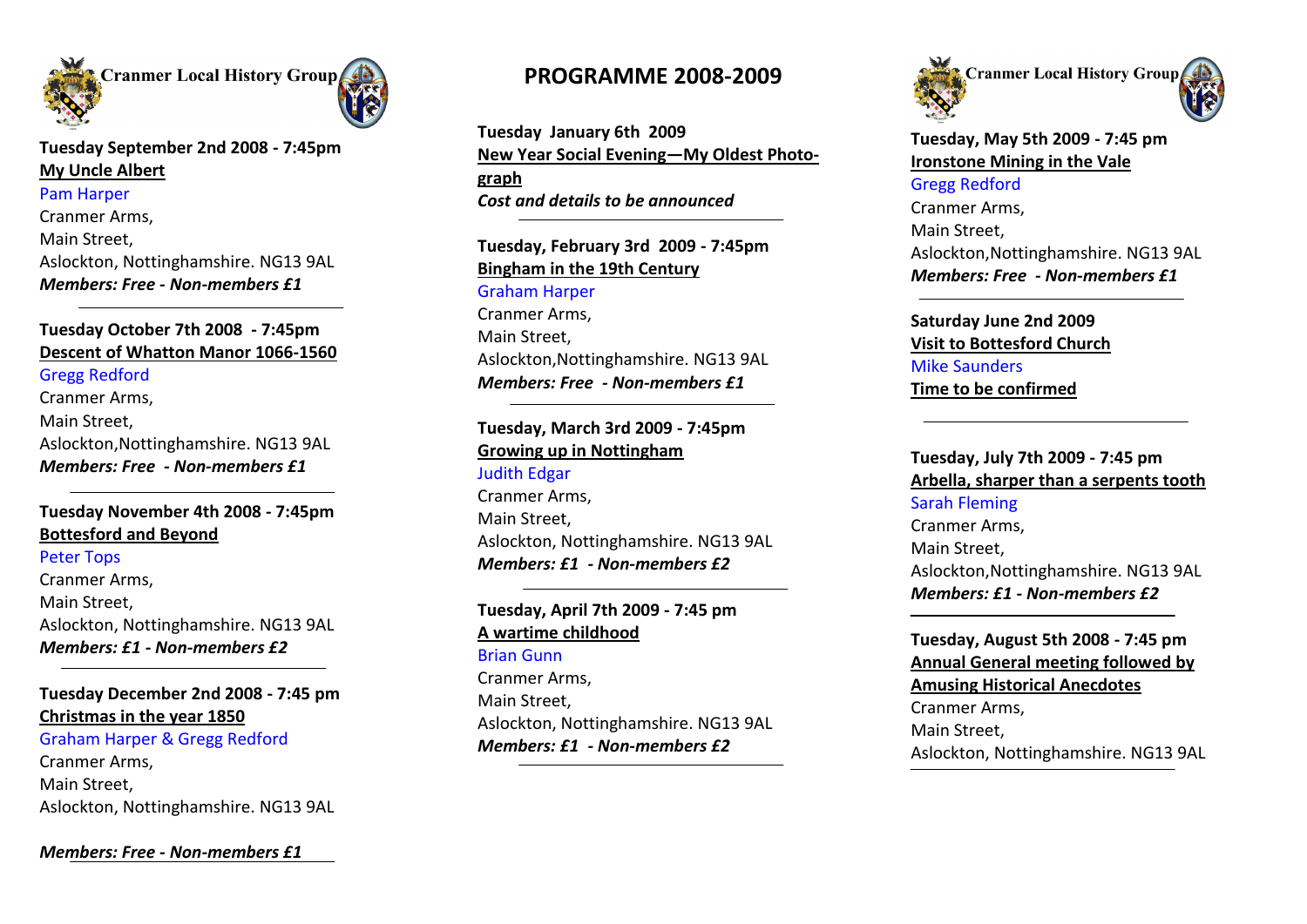Cranmer Local History Group

**Tuesday September 2nd 2008 - 7:45pm**
**My Uncle Albert**
Pam Harper
Cranmer Arms,
Main Street,
Aslockton, Nottinghamshire. NG13 9AL
***Members: Free - Non-members £1***

---

**Tuesday October 7th 2008 - 7:45pm**
**Descent of Whatton Manor 1066-1560**
Gregg Redford
Cranmer Arms,
Main Street,
Aslockton,Nottinghamshire. NG13 9AL
***Members: Free - Non-members £1***

---

**Tuesday November 4th 2008 - 7:45pm**
**Bottesford and Beyond**
Peter Tops
Cranmer Arms,
Main Street,
Aslockton, Nottinghamshire. NG13 9AL
***Members: £1 - Non-members £2***

---

**Tuesday December 2nd 2008 - 7:45 pm**
**Christmas in the year 1850**
Graham Harper & Gregg Redford
Cranmer Arms,
Main Street,
Aslockton, Nottinghamshire. NG13 9AL

***Members: Free - Non-members £1***

# PROGRAMME 2008-2009

**Tuesday January 6th 2009**
**New Year Social Evening—My Oldest Photo-graph**
***Cost and details to be announced***

---

**Tuesday, February 3rd 2009 - 7:45pm**
**Bingham in the 19th Century**
Graham Harper
Cranmer Arms,
Main Street,
Aslockton,Nottinghamshire. NG13 9AL
***Members: Free - Non-members £1***

---

**Tuesday, March 3rd 2009 - 7:45pm**
**Growing up in Nottingham**
Judith Edgar
Cranmer Arms,
Main Street,
Aslockton, Nottinghamshire. NG13 9AL
***Members: £1 - Non-members £2***

---

**Tuesday, April 7th 2009 - 7:45 pm**
**A wartime childhood**
Brian Gunn
Cranmer Arms,
Main Street,
Aslockton, Nottinghamshire. NG13 9AL
***Members: £1 - Non-members £2***

---

Cranmer Local History Group

**Tuesday, May 5th 2009 - 7:45 pm**
**Ironstone Mining in the Vale**
Gregg Redford
Cranmer Arms,
Main Street,
Aslockton,Nottinghamshire. NG13 9AL
***Members: Free - Non-members £1***

---

**Saturday June 2nd 2009**
**Visit to Bottesford Church**
Mike Saunders
**Time to be confirmed**

---

**Tuesday, July 7th 2009 - 7:45 pm**
**Arbella, sharper than a serpents tooth**
Sarah Fleming
Cranmer Arms,
Main Street,
Aslockton,Nottinghamshire. NG13 9AL
***Members: £1 - Non-members £2***

---

**Tuesday, August 5th 2008 - 7:45 pm**
**Annual General meeting followed by Amusing Historical Anecdotes**
Cranmer Arms,
Main Street,
Aslockton, Nottinghamshire. NG13 9AL